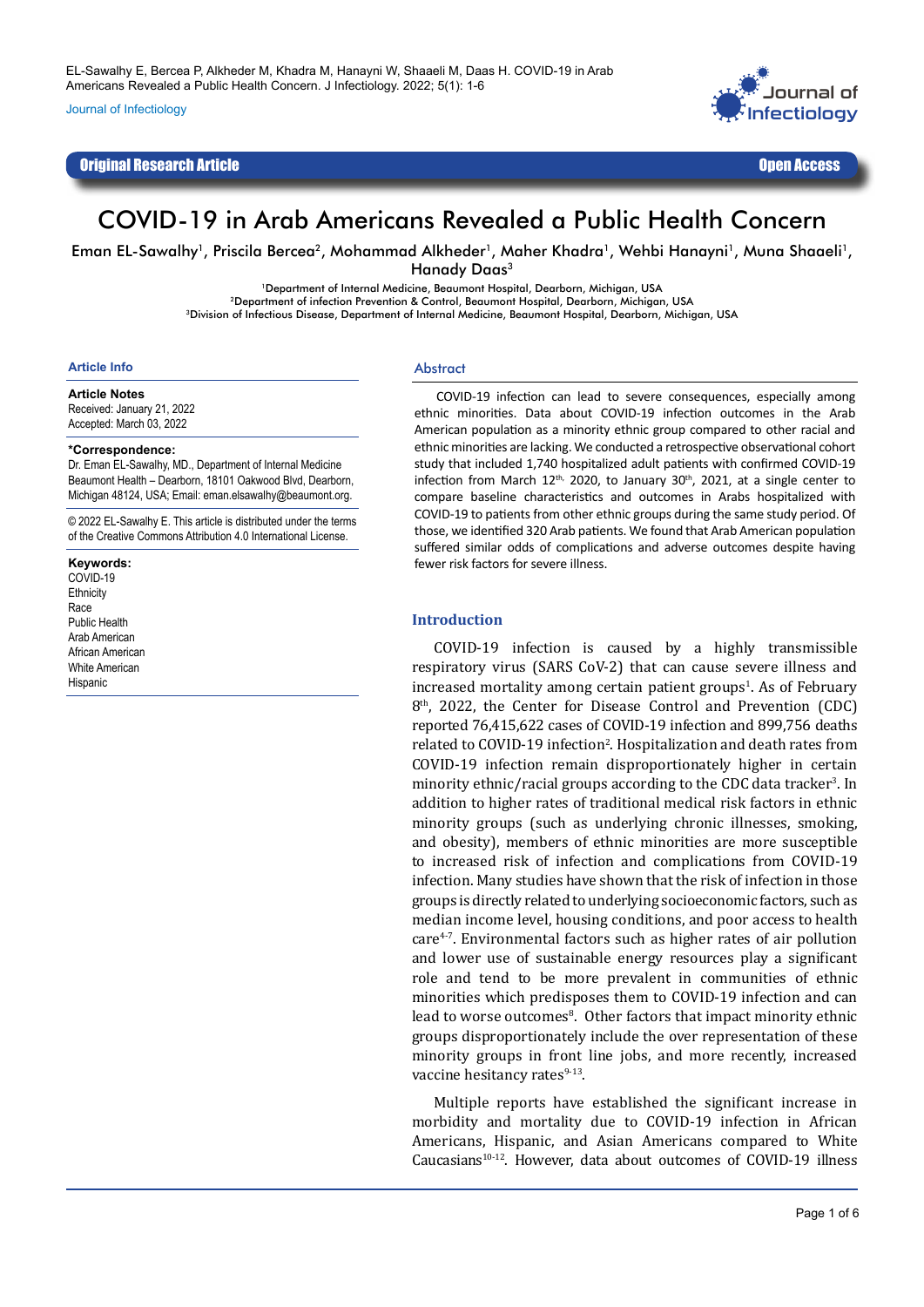Original Research Article

Open Access

# COVID-19 in Arab Americans Revealed a Public Health Concern

Eman EL-Sawalhy[1], Priscila Bercea[2], Mohammad Alkheder[1], Maher Khadra[1], Wehbi Hanayni[1], Muna Shaaeli[1], Hanady Daas[3]

[1]Department of Internal Medicine, Beaumont Hospital, Dearborn, Michigan, USA
[2]Department of infection Prevention & Control, Beaumont Hospital, Dearborn, Michigan, USA
[3]Division of Infectious Disease, Department of Internal Medicine, Beaumont Hospital, Dearborn, Michigan, USA

## Article Info

**Article Notes**
Received: January 21, 2022
Accepted: March 03, 2022

***Correspondence:**
Dr. Eman EL-Sawalhy, MD., Department of Internal Medicine Beaumont Health – Dearborn, 18101 Oakwood Blvd, Dearborn, Michigan 48124, USA; Email: eman.elsawalhy@beaumont.org.

© 2022 EL-Sawalhy E. This article is distributed under the terms of the Creative Commons Attribution 4.0 International License.

**Keywords:**
COVID-19
Ethnicity
Race
Public Health
Arab American
African American
White American
Hispanic

## Abstract

COVID-19 infection can lead to severe consequences, especially among ethnic minorities. Data about COVID-19 infection outcomes in the Arab American population as a minority ethnic group compared to other racial and ethnic minorities are lacking. We conducted a retrospective observational cohort study that included 1,740 hospitalized adult patients with confirmed COVID-19 infection from March 12th, 2020, to January 30th, 2021, at a single center to compare baseline characteristics and outcomes in Arabs hospitalized with COVID-19 to patients from other ethnic groups during the same study period. Of those, we identified 320 Arab patients. We found that Arab American population suffered similar odds of complications and adverse outcomes despite having fewer risk factors for severe illness.

## Introduction

COVID-19 infection is caused by a highly transmissible respiratory virus (SARS CoV-2) that can cause severe illness and increased mortality among certain patient groups[1]. As of February 8th, 2022, the Center for Disease Control and Prevention (CDC) reported 76,415,622 cases of COVID-19 infection and 899,756 deaths related to COVID-19 infection[2]. Hospitalization and death rates from COVID-19 infection remain disproportionately higher in certain minority ethnic/racial groups according to the CDC data tracker[3]. In addition to higher rates of traditional medical risk factors in ethnic minority groups (such as underlying chronic illnesses, smoking, and obesity), members of ethnic minorities are more susceptible to increased risk of infection and complications from COVID-19 infection. Many studies have shown that the risk of infection in those groups is directly related to underlying socioeconomic factors, such as median income level, housing conditions, and poor access to health care[4-7]. Environmental factors such as higher rates of air pollution and lower use of sustainable energy resources play a significant role and tend to be more prevalent in communities of ethnic minorities which predisposes them to COVID-19 infection and can lead to worse outcomes[8]. Other factors that impact minority ethnic groups disproportionately include the over representation of these minority groups in front line jobs, and more recently, increased vaccine hesitancy rates[9-13].

Multiple reports have established the significant increase in morbidity and mortality due to COVID-19 infection in African Americans, Hispanic, and Asian Americans compared to White Caucasians[10-12]. However, data about outcomes of COVID-19 illness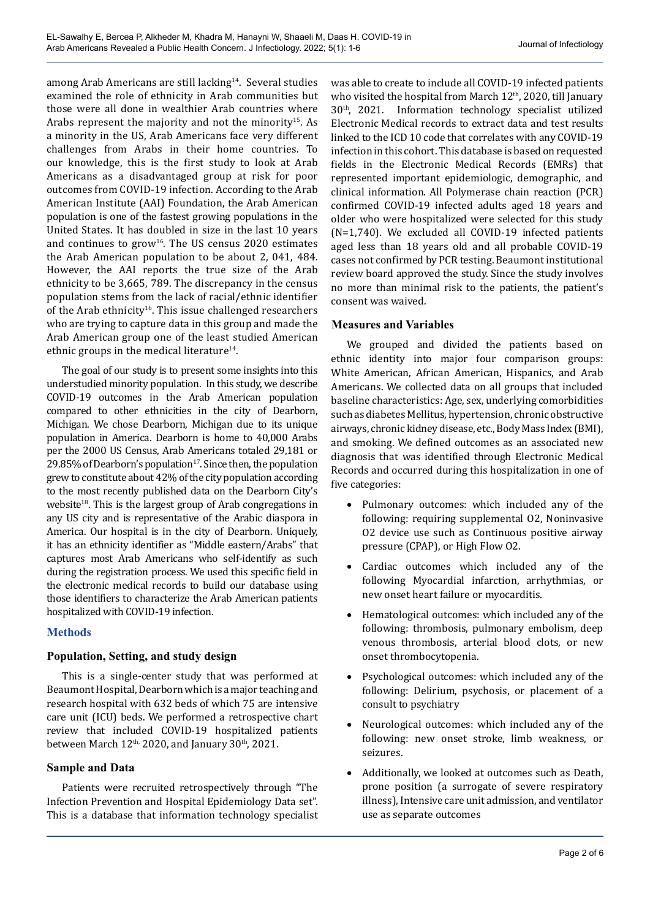among Arab Americans are still lacking[14]. Several studies examined the role of ethnicity in Arab communities but those were all done in wealthier Arab countries where Arabs represent the majority and not the minority[15]. As a minority in the US, Arab Americans face very different challenges from Arabs in their home countries. To our knowledge, this is the first study to look at Arab Americans as a disadvantaged group at risk for poor outcomes from COVID-19 infection. According to the Arab American Institute (AAI) Foundation, the Arab American population is one of the fastest growing populations in the United States. It has doubled in size in the last 10 years and continues to grow[16]. The US census 2020 estimates the Arab American population to be about 2, 041, 484. However, the AAI reports the true size of the Arab ethnicity to be 3,665, 789. The discrepancy in the census population stems from the lack of racial/ethnic identifier of the Arab ethnicity[16]. This issue challenged researchers who are trying to capture data in this group and made the Arab American group one of the least studied American ethnic groups in the medical literature[14].

The goal of our study is to present some insights into this understudied minority population. In this study, we describe COVID-19 outcomes in the Arab American population compared to other ethnicities in the city of Dearborn, Michigan. We chose Dearborn, Michigan due to its unique population in America. Dearborn is home to 40,000 Arabs per the 2000 US Census, Arab Americans totaled 29,181 or 29.85% of Dearborn's population[17]. Since then, the population grew to constitute about 42% of the city population according to the most recently published data on the Dearborn City's website[18]. This is the largest group of Arab congregations in any US city and is representative of the Arabic diaspora in America. Our hospital is in the city of Dearborn. Uniquely, it has an ethnicity identifier as "Middle eastern/Arabs" that captures most Arab Americans who self-identify as such during the registration process. We used this specific field in the electronic medical records to build our database using those identifiers to characterize the Arab American patients hospitalized with COVID-19 infection.

## Methods

### Population, Setting, and study design

This is a single-center study that was performed at Beaumont Hospital, Dearborn which is a major teaching and research hospital with 632 beds of which 75 are intensive care unit (ICU) beds. We performed a retrospective chart review that included COVID-19 hospitalized patients between March 12th, 2020, and January 30th, 2021.

### Sample and Data

Patients were recruited retrospectively through "The Infection Prevention and Hospital Epidemiology Data set". This is a database that information technology specialist was able to create to include all COVID-19 infected patients who visited the hospital from March 12th, 2020, till January 30th, 2021. Information technology specialist utilized Electronic Medical records to extract data and test results linked to the ICD 10 code that correlates with any COVID-19 infection in this cohort. This database is based on requested fields in the Electronic Medical Records (EMRs) that represented important epidemiologic, demographic, and clinical information. All Polymerase chain reaction (PCR) confirmed COVID-19 infected adults aged 18 years and older who were hospitalized were selected for this study (N=1,740). We excluded all COVID-19 infected patients aged less than 18 years old and all probable COVID-19 cases not confirmed by PCR testing. Beaumont institutional review board approved the study. Since the study involves no more than minimal risk to the patients, the patient's consent was waived.

### Measures and Variables

We grouped and divided the patients based on ethnic identity into major four comparison groups: White American, African American, Hispanics, and Arab Americans. We collected data on all groups that included baseline characteristics: Age, sex, underlying comorbidities such as diabetes Mellitus, hypertension, chronic obstructive airways, chronic kidney disease, etc., Body Mass Index (BMI), and smoking. We defined outcomes as an associated new diagnosis that was identified through Electronic Medical Records and occurred during this hospitalization in one of five categories:

- Pulmonary outcomes: which included any of the following: requiring supplemental O2, Noninvasive O2 device use such as Continuous positive airway pressure (CPAP), or High Flow O2.
- Cardiac outcomes which included any of the following Myocardial infarction, arrhythmias, or new onset heart failure or myocarditis.
- Hematological outcomes: which included any of the following: thrombosis, pulmonary embolism, deep venous thrombosis, arterial blood clots, or new onset thrombocytopenia.
- Psychological outcomes: which included any of the following: Delirium, psychosis, or placement of a consult to psychiatry
- Neurological outcomes: which included any of the following: new onset stroke, limb weakness, or seizures.
- Additionally, we looked at outcomes such as Death, prone position (a surrogate of severe respiratory illness), Intensive care unit admission, and ventilator use as separate outcomes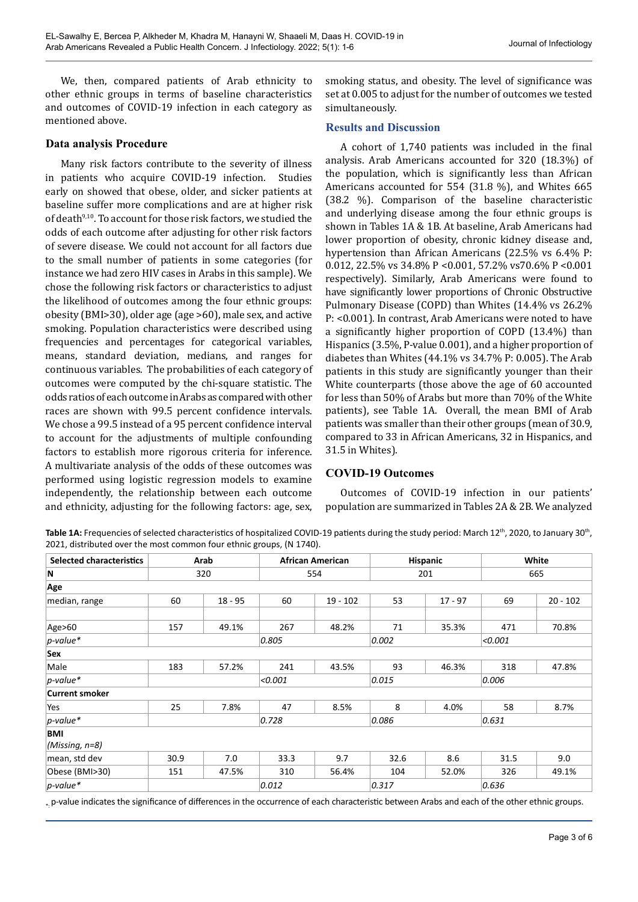We, then, compared patients of Arab ethnicity to other ethnic groups in terms of baseline characteristics and outcomes of COVID-19 infection in each category as mentioned above.

## Data analysis Procedure

Many risk factors contribute to the severity of illness in patients who acquire COVID-19 infection. Studies early on showed that obese, older, and sicker patients at baseline suffer more complications and are at higher risk of death[9,10]. To account for those risk factors, we studied the odds of each outcome after adjusting for other risk factors of severe disease. We could not account for all factors due to the small number of patients in some categories (for instance we had zero HIV cases in Arabs in this sample). We chose the following risk factors or characteristics to adjust the likelihood of outcomes among the four ethnic groups: obesity (BMI>30), older age (age >60), male sex, and active smoking. Population characteristics were described using frequencies and percentages for categorical variables, means, standard deviation, medians, and ranges for continuous variables. The probabilities of each category of outcomes were computed by the chi-square statistic. The odds ratios of each outcome in Arabs as compared with other races are shown with 99.5 percent confidence intervals. We chose a 99.5 instead of a 95 percent confidence interval to account for the adjustments of multiple confounding factors to establish more rigorous criteria for inference. A multivariate analysis of the odds of these outcomes was performed using logistic regression models to examine independently, the relationship between each outcome and ethnicity, adjusting for the following factors: age, sex, smoking status, and obesity. The level of significance was set at 0.005 to adjust for the number of outcomes we tested simultaneously.

## Results and Discussion

A cohort of 1,740 patients was included in the final analysis. Arab Americans accounted for 320 (18.3%) of the population, which is significantly less than African Americans accounted for 554 (31.8 %), and Whites 665 (38.2 %). Comparison of the baseline characteristic and underlying disease among the four ethnic groups is shown in Tables 1A & 1B. At baseline, Arab Americans had lower proportion of obesity, chronic kidney disease and, hypertension than African Americans (22.5% vs 6.4% P: 0.012, 22.5% vs 34.8% P <0.001, 57.2% vs70.6% P <0.001 respectively). Similarly, Arab Americans were found to have significantly lower proportions of Chronic Obstructive Pulmonary Disease (COPD) than Whites (14.4% vs 26.2% P: <0.001). In contrast, Arab Americans were noted to have a significantly higher proportion of COPD (13.4%) than Hispanics (3.5%, P-value 0.001), and a higher proportion of diabetes than Whites (44.1% vs 34.7% P: 0.005). The Arab patients in this study are significantly younger than their White counterparts (those above the age of 60 accounted for less than 50% of Arabs but more than 70% of the White patients), see Table 1A. Overall, the mean BMI of Arab patients was smaller than their other groups (mean of 30.9, compared to 33 in African Americans, 32 in Hispanics, and 31.5 in Whites).

## COVID-19 Outcomes

Outcomes of COVID-19 infection in our patients' population are summarized in Tables 2A & 2B. We analyzed

**Table 1A:** Frequencies of selected characteristics of hospitalized COVID-19 patients during the study period: March 12th, 2020, to January 30th, 2021, distributed over the most common four ethnic groups, (N 1740).

| Selected characteristics | Arab | | African American | | Hispanic | | White | |
|---|---|---|---|---|---|---|---|---|
| **N** | 320 | | 554 | | 201 | | 665 | |
| **Age** | | | | | | | | |
| median, range | 60 | 18 - 95 | 60 | 19 - 102 | 53 | 17 - 97 | 69 | 20 - 102 |
| Age>60 | 157 | 49.1% | 267 | 48.2% | 71 | 35.3% | 471 | 70.8% |
| *p-value** | | | *0.805* | | *0.002* | | *<0.001* | |
| **Sex** | | | | | | | | |
| Male | 183 | 57.2% | 241 | 43.5% | 93 | 46.3% | 318 | 47.8% |
| *p-value** | | | *<0.001* | | *0.015* | | *0.006* | |
| **Current smoker** | | | | | | | | |
| Yes | 25 | 7.8% | 47 | 8.5% | 8 | 4.0% | 58 | 8.7% |
| *p-value** | | | *0.728* | | *0.086* | | *0.631* | |
| **BMI** *(Missing, n=8)* | | | | | | | | |
| mean, std dev | 30.9 | 7.0 | 33.3 | 9.7 | 32.6 | 8.6 | 31.5 | 9.0 |
| Obese (BMI>30) | 151 | 47.5% | 310 | 56.4% | 104 | 52.0% | 326 | 49.1% |
| *p-value** | | | *0.012* | | *0.317* | | *0.636* | |

*: p-value indicates the significance of differences in the occurrence of each characteristic between Arabs and each of the other ethnic groups.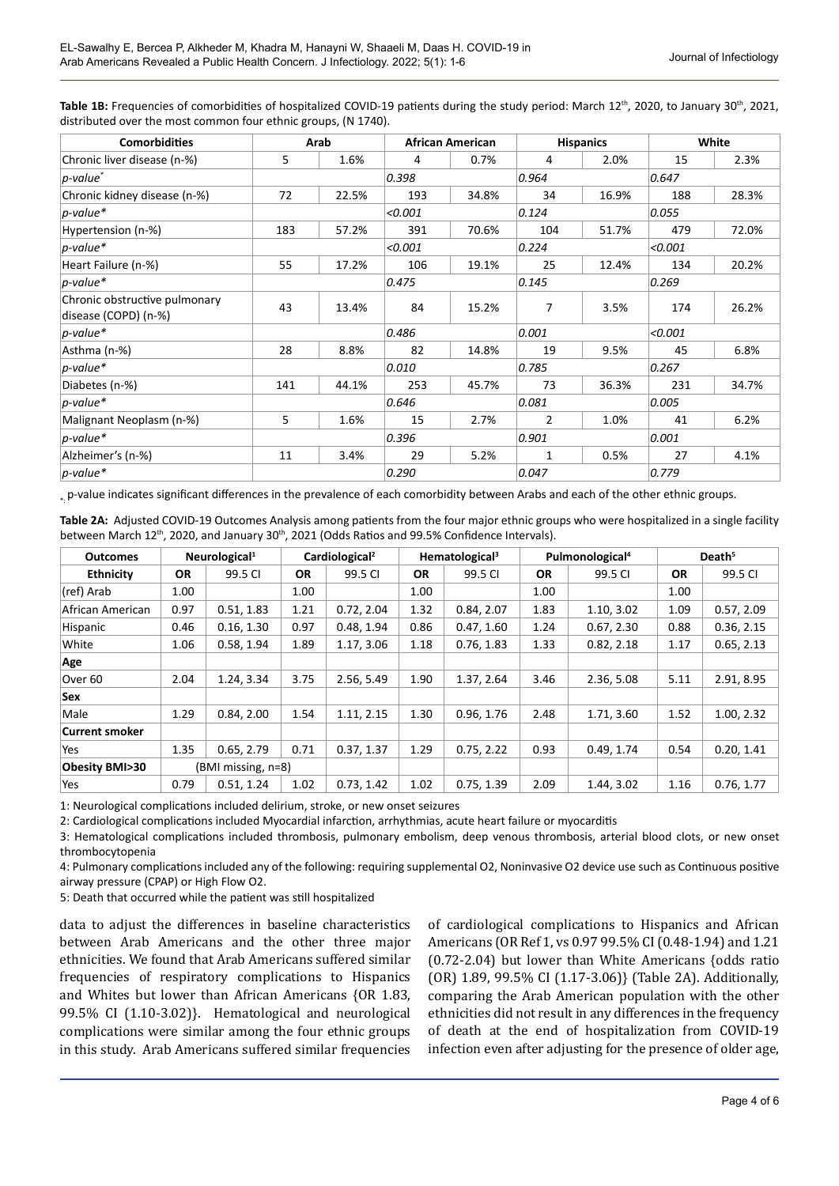**Table 1B:** Frequencies of comorbidities of hospitalized COVID-19 patients during the study period: March 12th, 2020, to January 30th, 2021, distributed over the most common four ethnic groups, (N 1740).

| Comorbidities | Arab | | African American | | Hispanics | | White | |
|---|---|---|---|---|---|---|---|---|
| Chronic liver disease (n-%) | 5 | 1.6% | 4 | 0.7% | 4 | 2.0% | 15 | 2.3% |
| *p-value\** | | | *0.398* | | *0.964* | | *0.647* | |
| Chronic kidney disease (n-%) | 72 | 22.5% | 193 | 34.8% | 34 | 16.9% | 188 | 28.3% |
| *p-value\** | | | *<0.001* | | *0.124* | | *0.055* | |
| Hypertension (n-%) | 183 | 57.2% | 391 | 70.6% | 104 | 51.7% | 479 | 72.0% |
| *p-value\** | | | *<0.001* | | *0.224* | | *<0.001* | |
| Heart Failure (n-%) | 55 | 17.2% | 106 | 19.1% | 25 | 12.4% | 134 | 20.2% |
| *p-value\** | | | *0.475* | | *0.145* | | *0.269* | |
| Chronic obstructive pulmonary disease (COPD) (n-%) | 43 | 13.4% | 84 | 15.2% | 7 | 3.5% | 174 | 26.2% |
| *p-value\** | | | *0.486* | | *0.001* | | *<0.001* | |
| Asthma (n-%) | 28 | 8.8% | 82 | 14.8% | 19 | 9.5% | 45 | 6.8% |
| *p-value\** | | | *0.010* | | *0.785* | | *0.267* | |
| Diabetes (n-%) | 141 | 44.1% | 253 | 45.7% | 73 | 36.3% | 231 | 34.7% |
| *p-value\** | | | *0.646* | | *0.081* | | *0.005* | |
| Malignant Neoplasm (n-%) | 5 | 1.6% | 15 | 2.7% | 2 | 1.0% | 41 | 6.2% |
| *p-value\** | | | *0.396* | | *0.901* | | *0.001* | |
| Alzheimer's (n-%) | 11 | 3.4% | 29 | 5.2% | 1 | 0.5% | 27 | 4.1% |
| *p-value\** | | | *0.290* | | *0.047* | | *0.779* | |

*: p-value indicates significant differences in the prevalence of each comorbidity between Arabs and each of the other ethnic groups.

**Table 2A:** Adjusted COVID-19 Outcomes Analysis among patients from the four major ethnic groups who were hospitalized in a single facility between March 12th, 2020, and January 30th, 2021 (Odds Ratios and 99.5% Confidence Intervals).

| Outcomes | Neurological[1] | | Cardiological[2] | | Hematological[3] | | Pulmonological[4] | | Death[5] | |
|---|---|---|---|---|---|---|---|---|---|---|
| **Ethnicity** | **OR** | 99.5 CI | **OR** | 99.5 CI | **OR** | 99.5 CI | **OR** | 99.5 CI | **OR** | 99.5 CI |
| (ref) Arab | 1.00 | | 1.00 | | 1.00 | | 1.00 | | 1.00 | |
| African American | 0.97 | 0.51, 1.83 | 1.21 | 0.72, 2.04 | 1.32 | 0.84, 2.07 | 1.83 | 1.10, 3.02 | 1.09 | 0.57, 2.09 |
| Hispanic | 0.46 | 0.16, 1.30 | 0.97 | 0.48, 1.94 | 0.86 | 0.47, 1.60 | 1.24 | 0.67, 2.30 | 0.88 | 0.36, 2.15 |
| White | 1.06 | 0.58, 1.94 | 1.89 | 1.17, 3.06 | 1.18 | 0.76, 1.83 | 1.33 | 0.82, 2.18 | 1.17 | 0.65, 2.13 |
| **Age** | | | | | | | | | | |
| Over 60 | 2.04 | 1.24, 3.34 | 3.75 | 2.56, 5.49 | 1.90 | 1.37, 2.64 | 3.46 | 2.36, 5.08 | 5.11 | 2.91, 8.95 |
| **Sex** | | | | | | | | | | |
| Male | 1.29 | 0.84, 2.00 | 1.54 | 1.11, 2.15 | 1.30 | 0.96, 1.76 | 2.48 | 1.71, 3.60 | 1.52 | 1.00, 2.32 |
| **Current smoker** | | | | | | | | | | |
| Yes | 1.35 | 0.65, 2.79 | 0.71 | 0.37, 1.37 | 1.29 | 0.75, 2.22 | 0.93 | 0.49, 1.74 | 0.54 | 0.20, 1.41 |
| **Obesity BMI>30** | (BMI missing, n=8) | | | | | | | | | |
| Yes | 0.79 | 0.51, 1.24 | 1.02 | 0.73, 1.42 | 1.02 | 0.75, 1.39 | 2.09 | 1.44, 3.02 | 1.16 | 0.76, 1.77 |

1: Neurological complications included delirium, stroke, or new onset seizures

2: Cardiological complications included Myocardial infarction, arrhythmias, acute heart failure or myocarditis

3: Hematological complications included thrombosis, pulmonary embolism, deep venous thrombosis, arterial blood clots, or new onset thrombocytopenia

4: Pulmonary complications included any of the following: requiring supplemental O2, Noninvasive O2 device use such as Continuous positive airway pressure (CPAP) or High Flow O2.

5: Death that occurred while the patient was still hospitalized

data to adjust the differences in baseline characteristics between Arab Americans and the other three major ethnicities. We found that Arab Americans suffered similar frequencies of respiratory complications to Hispanics and Whites but lower than African Americans {OR 1.83, 99.5% CI (1.10-3.02)}. Hematological and neurological complications were similar among the four ethnic groups in this study. Arab Americans suffered similar frequencies of cardiological complications to Hispanics and African Americans (OR Ref 1, vs 0.97 99.5% CI (0.48-1.94) and 1.21 (0.72-2.04) but lower than White Americans {odds ratio (OR) 1.89, 99.5% CI (1.17-3.06)} (Table 2A). Additionally, comparing the Arab American population with the other ethnicities did not result in any differences in the frequency of death at the end of hospitalization from COVID-19 infection even after adjusting for the presence of older age,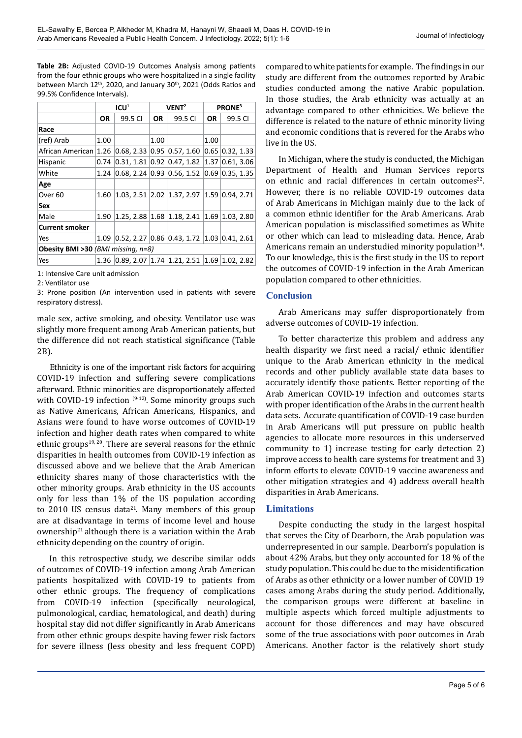**Table 2B:** Adjusted COVID-19 Outcomes Analysis among patients from the four ethnic groups who were hospitalized in a single facility between March 12th, 2020, and January 30th, 2021 (Odds Ratios and 99.5% Confidence Intervals).

| | ICU[1] | | VENT[2] | | PRONE[3] | |
|---|---|---|---|---|---|---|
| | **OR** | 99.5 CI | **OR** | 99.5 CI | **OR** | 99.5 CI |
| **Race** | | | | | | |
| (ref) Arab | 1.00 | | 1.00 | | 1.00 | |
| African American | 1.26 | 0.68, 2.33 | 0.95 | 0.57, 1.60 | 0.65 | 0.32, 1.33 |
| Hispanic | 0.74 | 0.31, 1.81 | 0.92 | 0.47, 1.82 | 1.37 | 0.61, 3.06 |
| White | 1.24 | 0.68, 2.24 | 0.93 | 0.56, 1.52 | 0.69 | 0.35, 1.35 |
| **Age** | | | | | | |
| Over 60 | 1.60 | 1.03, 2.51 | 2.02 | 1.37, 2.97 | 1.59 | 0.94, 2.71 |
| **Sex** | | | | | | |
| Male | 1.90 | 1.25, 2.88 | 1.68 | 1.18, 2.41 | 1.69 | 1.03, 2.80 |
| **Current smoker** | | | | | | |
| Yes | 1.09 | 0.52, 2.27 | 0.86 | 0.43, 1.72 | 1.03 | 0.41, 2.61 |
| **Obesity BMI >30** *(BMI missing, n=8)* | | | | | | |
| Yes | 1.36 | 0.89, 2.07 | 1.74 | 1.21, 2.51 | 1.69 | 1.02, 2.82 |

1: Intensive Care unit admission

2: Ventilator use

3: Prone position (An intervention used in patients with severe respiratory distress).

male sex, active smoking, and obesity. Ventilator use was slightly more frequent among Arab American patients, but the difference did not reach statistical significance (Table 2B).

Ethnicity is one of the important risk factors for acquiring COVID-19 infection and suffering severe complications afterward. Ethnic minorities are disproportionately affected with COVID-19 infection [9-12]. Some minority groups such as Native Americans, African Americans, Hispanics, and Asians were found to have worse outcomes of COVID-19 infection and higher death rates when compared to white ethnic groups[19, 20]. There are several reasons for the ethnic disparities in health outcomes from COVID-19 infection as discussed above and we believe that the Arab American ethnicity shares many of those characteristics with the other minority groups. Arab ethnicity in the US accounts only for less than 1% of the US population according to 2010 US census data[21]. Many members of this group are at disadvantage in terms of income level and house ownership[21] although there is a variation within the Arab ethnicity depending on the country of origin.

In this retrospective study, we describe similar odds of outcomes of COVID-19 infection among Arab American patients hospitalized with COVID-19 to patients from other ethnic groups. The frequency of complications from COVID-19 infection (specifically neurological, pulmonological, cardiac, hematological, and death) during hospital stay did not differ significantly in Arab Americans from other ethnic groups despite having fewer risk factors for severe illness (less obesity and less frequent COPD) compared to white patients for example. The findings in our study are different from the outcomes reported by Arabic studies conducted among the native Arabic population. In those studies, the Arab ethnicity was actually at an advantage compared to other ethnicities. We believe the difference is related to the nature of ethnic minority living and economic conditions that is revered for the Arabs who live in the US.

In Michigan, where the study is conducted, the Michigan Department of Health and Human Services reports on ethnic and racial differences in certain outcomes[22]. However, there is no reliable COVID-19 outcomes data of Arab Americans in Michigan mainly due to the lack of a common ethnic identifier for the Arab Americans. Arab American population is misclassified sometimes as White or other which can lead to misleading data. Hence, Arab Americans remain an understudied minority population[14]. To our knowledge, this is the first study in the US to report the outcomes of COVID-19 infection in the Arab American population compared to other ethnicities.

## Conclusion

Arab Americans may suffer disproportionately from adverse outcomes of COVID-19 infection.

To better characterize this problem and address any health disparity we first need a racial/ ethnic identifier unique to the Arab American ethnicity in the medical records and other publicly available state data bases to accurately identify those patients. Better reporting of the Arab American COVID-19 infection and outcomes starts with proper identification of the Arabs in the current health data sets. Accurate quantification of COVID-19 case burden in Arab Americans will put pressure on public health agencies to allocate more resources in this underserved community to 1) increase testing for early detection 2) improve access to health care systems for treatment and 3) inform efforts to elevate COVID-19 vaccine awareness and other mitigation strategies and 4) address overall health disparities in Arab Americans.

## Limitations

Despite conducting the study in the largest hospital that serves the City of Dearborn, the Arab population was underrepresented in our sample. Dearborn's population is about 42% Arabs, but they only accounted for 18 % of the study population. This could be due to the misidentification of Arabs as other ethnicity or a lower number of COVID 19 cases among Arabs during the study period. Additionally, the comparison groups were different at baseline in multiple aspects which forced multiple adjustments to account for those differences and may have obscured some of the true associations with poor outcomes in Arab Americans. Another factor is the relatively short study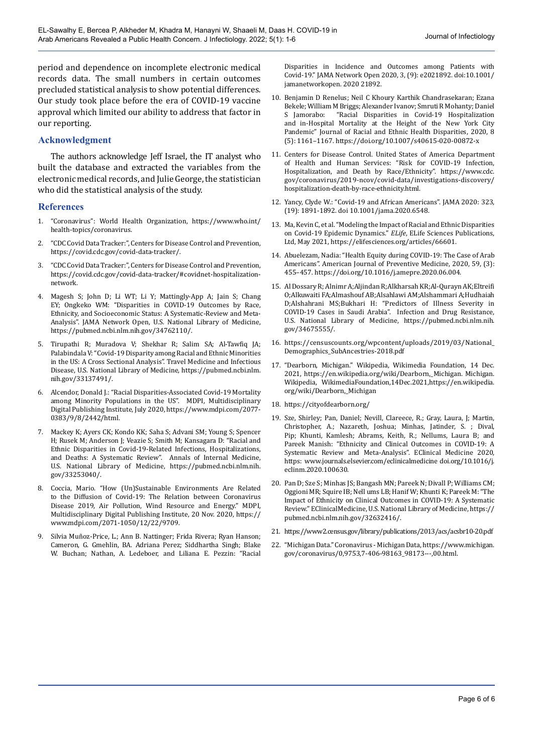period and dependence on incomplete electronic medical records data. The small numbers in certain outcomes precluded statistical analysis to show potential differences. Our study took place before the era of COVID-19 vaccine approval which limited our ability to address that factor in our reporting.

## Acknowledgment

The authors acknowledge Jeff Israel, the IT analyst who built the database and extracted the variables from the electronic medical records, and Julie George, the statistician who did the statistical analysis of the study.

## References

1. "Coronavirus": World Health Organization, https://www.who.int/health-topics/coronavirus.
2. "CDC Covid Data Tracker:", Centers for Disease Control and Prevention, https://covid.cdc.gov/covid-data-tracker/.
3. "CDC Covid Data Tracker:", Centers for Disease Control and Prevention, https://covid.cdc.gov/covid-data-tracker/#covidnet-hospitalization-network.
4. Magesh S; John D; Li WT; Li Y; Mattingly-App A; Jain S; Chang EY; Ongkeko WM: "Disparities in COVID-19 Outcomes by Race, Ethnicity, and Socioeconomic Status: A Systematic-Review and Meta-Analysis". JAMA Network Open, U.S. National Library of Medicine, https://pubmed.ncbi.nlm.nih.gov/34762110/.
5. Tirupathi R; Muradova V; Shekhar R; Salim SA; Al-Tawfiq JA; Palabindala V: "Covid-19 Disparity among Racial and Ethnic Minorities in the US: A Cross Sectional Analysis". Travel Medicine and Infectious Disease, U.S. National Library of Medicine, https://pubmed.ncbi.nlm.nih.gov/33137491/.
6. Alcendor, Donald J.: "Racial Disparities-Associated Covid-19 Mortality among Minority Populations in the US". MDPI, Multidisciplinary Digital Publishing Institute, July 2020, https://www.mdpi.com/2077-0383/9/8/2442/html.
7. Mackey K; Ayers CK; Kondo KK; Saha S; Advani SM; Young S; Spencer H; Rusek M; Anderson J; Veazie S; Smith M; Kansagara D: "Racial and Ethnic Disparities in Covid-19-Related Infections, Hospitalizations, and Deaths: A Systematic Review". Annals of Internal Medicine, U.S. National Library of Medicine, https://pubmed.ncbi.nlm.nih.gov/33253040/.
8. Coccia, Mario. "How (Un)Sustainable Environments Are Related to the Diffusion of Covid-19: The Relation between Coronavirus Disease 2019, Air Pollution, Wind Resource and Energy." MDPI, Multidisciplinary Digital Publishing Institute, 20 Nov. 2020, https://www.mdpi.com/2071-1050/12/22/9709.
9. Silvia Muñoz-Price, L.; Ann B. Nattinger; Frida Rivera; Ryan Hanson; Cameron, G. Gmehlin, BA. Adriana Perez; Siddhartha Singh; Blake W. Buchan; Nathan, A. Ledeboer, and Liliana E. Pezzin: "Racial Disparities in Incidence and Outcomes among Patients with Covid-19." JAMA Network Open 2020, 3, (9): e2021892. doi:10.1001/jamanetworkopen. 2020 21892.
10. Benjamin D Renelus; Neil C Khoury Karthik Chandrasekaran; Ezana Bekele; William M Briggs; Alexander Ivanov; Smruti R Mohanty; Daniel S Jamorabo: "Racial Disparities in Covid-19 Hospitalization and in-Hospital Mortality at the Height of the New York City Pandemic" Journal of Racial and Ethnic Health Disparities, 2020, 8 (5): 1161–1167. https://doi.org/10.1007/s40615-020-00872-x
11. Centers for Disease Control. United States of America Department of Health and Human Services: "Risk for COVID-19 Infection, Hospitalization, and Death by Race/Ethnicity". https://www.cdc.gov/coronavirus/2019-ncov/covid-data/investigations-discovery/hospitalization-death-by-race-ethnicity.html.
12. Yancy, Clyde W.: "Covid-19 and African Americans". JAMA 2020: 323, (19): 1891-1892. doi 10.1001/jama.2020.6548.
13. Ma, Kevin C, et al. "Modeling the Impact of Racial and Ethnic Disparities on Covid-19 Epidemic Dynamics." *ELife*, ELife Sciences Publications, Ltd, May 2021, https://elifesciences.org/articles/66601.
14. Abuelezam, Nadia: "Health Equity during COVID-19: The Case of Arab Americans". American Journal of Preventive Medicine, 2020, 59, (3): 455–457. https://doi.org/10.1016/j.amepre.2020.06.004.
15. Al Dossary R; Alnimr A;Aljindan R;Alkharsah KR;Al-Qurayn AK;Eltreifi O;Alkuwaiti FA;Almashouf AB;Alsahlawi AM;Alshammari A;Hudhaiah D;Alshahrani MS;Bukhari H: "Predictors of Illness Severity in COVID-19 Cases in Saudi Arabia". Infection and Drug Resistance, U.S. National Library of Medicine, https://pubmed.ncbi.nlm.nih.gov/34675555/.
16. https://censuscounts.org/wpcontent/uploads/2019/03/National_Demographics_SubAncestries-2018.pdf
17. "Dearborn, Michigan." Wikipedia, Wikimedia Foundation, 14 Dec. 2021, https://en.wikipedia.org/wiki/Dearborn,_Michigan. Michigan. Wikipedia, WikimediaFoundation,14Dec.2021,https://en.wikipedia.org/wiki/Dearborn,_Michigan
18. https://cityofdearborn.org/
19. Sze, Shirley; Pan, Daniel; Nevill, Clareece, R.; Gray, Laura, J; Martin, Christopher, A.; Nazareth, Joshua; Minhas, Jatinder, S. ; Dival, Pip; Khunti, Kamlesh; Abrams, Keith, R.; Nellums, Laura B; and Pareek Manish: "Ethnicity and Clinical Outcomes in COVID-19: A Systematic Review and Meta-Analysis". EClinical Medicine 2020, https: www.journals.elsevier.com/eclinicalmedicine doi.org/10.1016/j.eclinm.2020.100630.
20. Pan D; Sze S; Minhas JS; Bangash MN; Pareek N; Divall P; Williams CM; Oggioni MR; Squire IB; Nell ums LB; Hanif W; Khunti K; Pareek M: "The Impact of Ethnicity on Clinical Outcomes in COVID-19: A Systematic Review." EClinicalMedicine, U.S. National Library of Medicine, https://pubmed.ncbi.nlm.nih.gov/32632416/.
21. https://www2.census.gov/library/publications/2013/acs/acsbr10-20.pdf
22. "Michigan Data." Coronavirus - Michigan Data, https://www.michigan.gov/coronavirus/0,9753,7-406-98163_98173---,00.html.